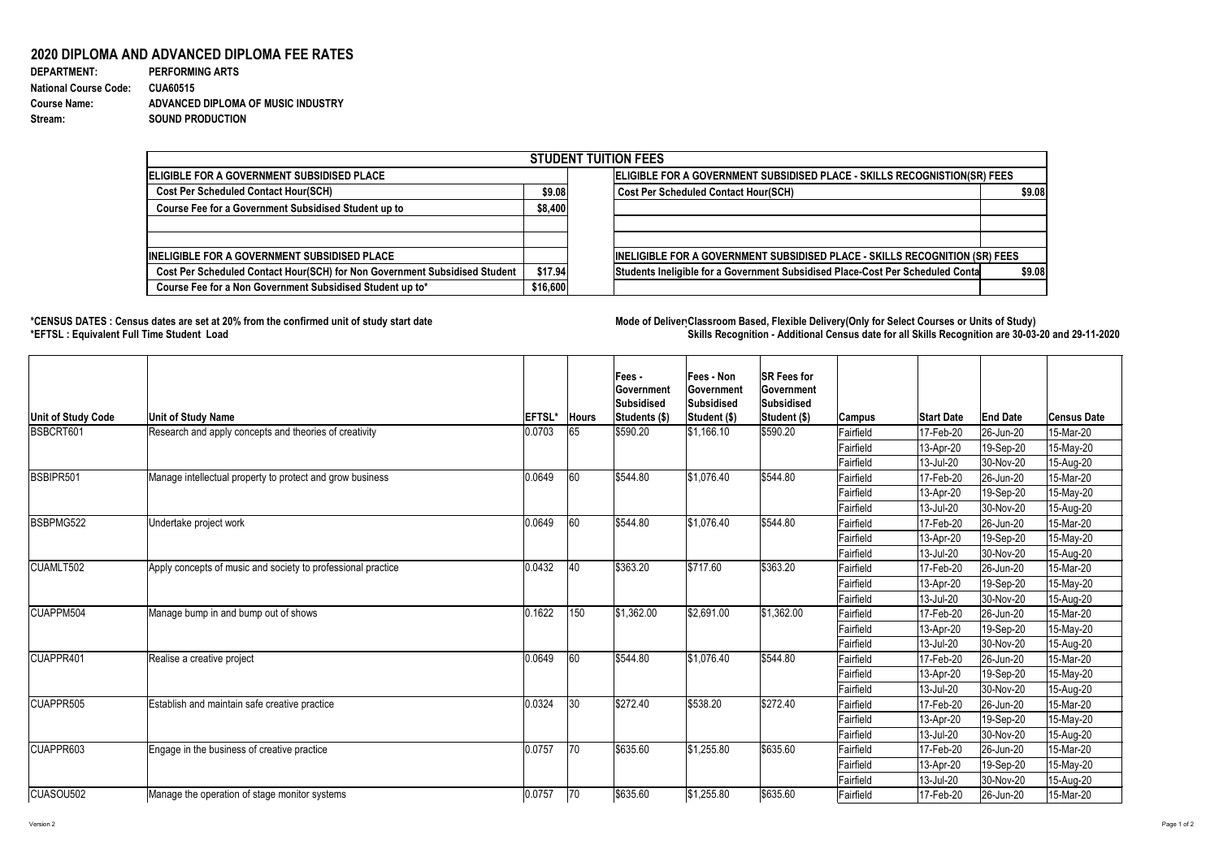## 2020 DIPLOMA AND ADVANCED DIPLOMA FEE RATES

**DEPARTMENT:** PERFORMING ARTS
**National Course Code:** CUA60515
**Course Name:** ADVANCED DIPLOMA OF MUSIC INDUSTRY
**Stream:** SOUND PRODUCTION

| STUDENT TUITION FEES | | | |
|---|---|---|---|
| **ELIGIBLE FOR A GOVERNMENT SUBSIDISED PLACE** | | **ELIGIBLE FOR A GOVERNMENT SUBSIDISED PLACE - SKILLS RECOGNISTION(SR) FEES** | |
| Cost Per Scheduled Contact Hour(SCH) | $9.08 | Cost Per Scheduled Contact Hour(SCH) | $9.08 |
| Course Fee for a Government Subsidised Student up to | $8,400 | | |
| | | | |
| | | | |
| **INELIGIBLE FOR A GOVERNMENT SUBSIDISED PLACE** | | **INELIGIBLE FOR A GOVERNMENT SUBSIDISED PLACE - SKILLS RECOGNITION (SR) FEES** | |
| Cost Per Scheduled Contact Hour(SCH) for Non Government Subsidised Student | $17.94 | Students Ineligible for a Government Subsidised Place-Cost Per Scheduled Conta | $9.08 |
| Course Fee for a Non Government Subsidised Student up to* | $16,600 | | |

**\*CENSUS DATES : Census dates are set at 20% from the confirmed unit of study start date**
**\*EFTSL : Equivalent Full Time Student Load**

**Mode of Delivery: Classroom Based, Flexible Delivery(Only for Select Courses or Units of Study)**
**Skills Recognition - Additional Census date for all Skills Recognition are 30-03-20 and 29-11-2020**

| Unit of Study Code | Unit of Study Name | EFTSL* | Hours | Fees - Government Subsidised Students ($) | Fees - Non Government Subsidised Student ($) | SR Fees for Government Subsidised Student ($) | Campus | Start Date | End Date | Census Date |
|---|---|---|---|---|---|---|---|---|---|---|
| BSBCRT601 | Research and apply concepts and theories of creativity | 0.0703 | 65 | $590.20 | $1,166.10 | $590.20 | Fairfield | 17-Feb-20 | 26-Jun-20 | 15-Mar-20 |
| | | | | | | | Fairfield | 13-Apr-20 | 19-Sep-20 | 15-May-20 |
| | | | | | | | Fairfield | 13-Jul-20 | 30-Nov-20 | 15-Aug-20 |
| BSBIPR501 | Manage intellectual property to protect and grow business | 0.0649 | 60 | $544.80 | $1,076.40 | $544.80 | Fairfield | 17-Feb-20 | 26-Jun-20 | 15-Mar-20 |
| | | | | | | | Fairfield | 13-Apr-20 | 19-Sep-20 | 15-May-20 |
| | | | | | | | Fairfield | 13-Jul-20 | 30-Nov-20 | 15-Aug-20 |
| BSBPMG522 | Undertake project work | 0.0649 | 60 | $544.80 | $1,076.40 | $544.80 | Fairfield | 17-Feb-20 | 26-Jun-20 | 15-Mar-20 |
| | | | | | | | Fairfield | 13-Apr-20 | 19-Sep-20 | 15-May-20 |
| | | | | | | | Fairfield | 13-Jul-20 | 30-Nov-20 | 15-Aug-20 |
| CUAMLT502 | Apply concepts of music and society to professional practice | 0.0432 | 40 | $363.20 | $717.60 | $363.20 | Fairfield | 17-Feb-20 | 26-Jun-20 | 15-Mar-20 |
| | | | | | | | Fairfield | 13-Apr-20 | 19-Sep-20 | 15-May-20 |
| | | | | | | | Fairfield | 13-Jul-20 | 30-Nov-20 | 15-Aug-20 |
| CUAPPM504 | Manage bump in and bump out of shows | 0.1622 | 150 | $1,362.00 | $2,691.00 | $1,362.00 | Fairfield | 17-Feb-20 | 26-Jun-20 | 15-Mar-20 |
| | | | | | | | Fairfield | 13-Apr-20 | 19-Sep-20 | 15-May-20 |
| | | | | | | | Fairfield | 13-Jul-20 | 30-Nov-20 | 15-Aug-20 |
| CUAPPR401 | Realise a creative project | 0.0649 | 60 | $544.80 | $1,076.40 | $544.80 | Fairfield | 17-Feb-20 | 26-Jun-20 | 15-Mar-20 |
| | | | | | | | Fairfield | 13-Apr-20 | 19-Sep-20 | 15-May-20 |
| | | | | | | | Fairfield | 13-Jul-20 | 30-Nov-20 | 15-Aug-20 |
| CUAPPR505 | Establish and maintain safe creative practice | 0.0324 | 30 | $272.40 | $538.20 | $272.40 | Fairfield | 17-Feb-20 | 26-Jun-20 | 15-Mar-20 |
| | | | | | | | Fairfield | 13-Apr-20 | 19-Sep-20 | 15-May-20 |
| | | | | | | | Fairfield | 13-Jul-20 | 30-Nov-20 | 15-Aug-20 |
| CUAPPR603 | Engage in the business of creative practice | 0.0757 | 70 | $635.60 | $1,255.80 | $635.60 | Fairfield | 17-Feb-20 | 26-Jun-20 | 15-Mar-20 |
| | | | | | | | Fairfield | 13-Apr-20 | 19-Sep-20 | 15-May-20 |
| | | | | | | | Fairfield | 13-Jul-20 | 30-Nov-20 | 15-Aug-20 |
| CUASOU502 | Manage the operation of stage monitor systems | 0.0757 | 70 | $635.60 | $1,255.80 | $635.60 | Fairfield | 17-Feb-20 | 26-Jun-20 | 15-Mar-20 |

Version 2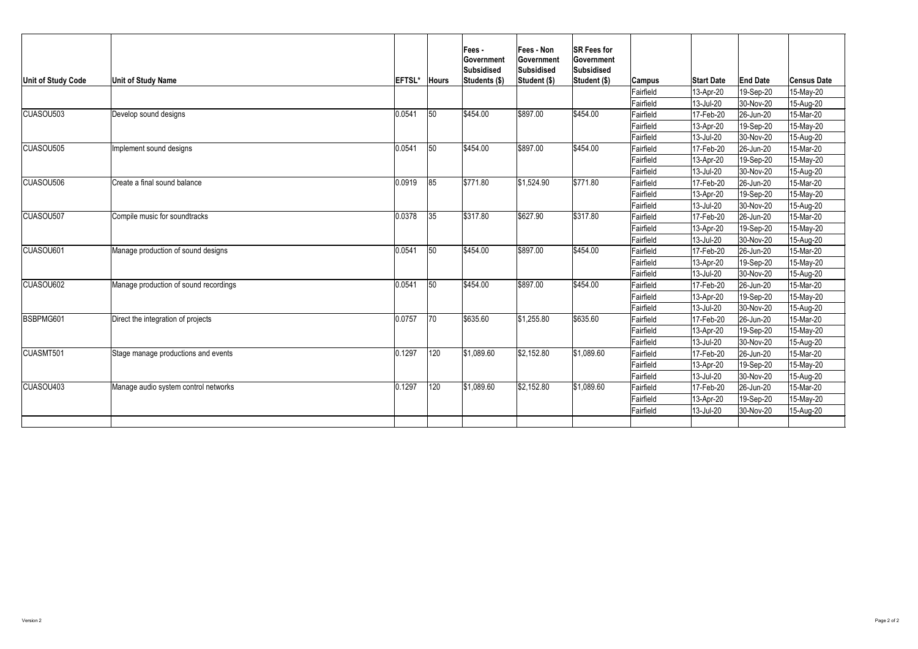| Unit of Study Code | Unit of Study Name | EFTSL* | Hours | Fees - Government Subsidised Students ($) | Fees - Non Government Subsidised Student ($) | SR Fees for Government Subsidised Student ($) | Campus | Start Date | End Date | Census Date |
|---|---|---|---|---|---|---|---|---|---|---|
| | | | | | | | Fairfield | 13-Apr-20 | 19-Sep-20 | 15-May-20 |
| | | | | | | | Fairfield | 13-Jul-20 | 30-Nov-20 | 15-Aug-20 |
| CUASOU503 | Develop sound designs | 0.0541 | 50 | $454.00 | $897.00 | $454.00 | Fairfield | 17-Feb-20 | 26-Jun-20 | 15-Mar-20 |
| | | | | | | | Fairfield | 13-Apr-20 | 19-Sep-20 | 15-May-20 |
| | | | | | | | Fairfield | 13-Jul-20 | 30-Nov-20 | 15-Aug-20 |
| CUASOU505 | Implement sound designs | 0.0541 | 50 | $454.00 | $897.00 | $454.00 | Fairfield | 17-Feb-20 | 26-Jun-20 | 15-Mar-20 |
| | | | | | | | Fairfield | 13-Apr-20 | 19-Sep-20 | 15-May-20 |
| | | | | | | | Fairfield | 13-Jul-20 | 30-Nov-20 | 15-Aug-20 |
| CUASOU506 | Create a final sound balance | 0.0919 | 85 | $771.80 | $1,524.90 | $771.80 | Fairfield | 17-Feb-20 | 26-Jun-20 | 15-Mar-20 |
| | | | | | | | Fairfield | 13-Apr-20 | 19-Sep-20 | 15-May-20 |
| | | | | | | | Fairfield | 13-Jul-20 | 30-Nov-20 | 15-Aug-20 |
| CUASOU507 | Compile music for soundtracks | 0.0378 | 35 | $317.80 | $627.90 | $317.80 | Fairfield | 17-Feb-20 | 26-Jun-20 | 15-Mar-20 |
| | | | | | | | Fairfield | 13-Apr-20 | 19-Sep-20 | 15-May-20 |
| | | | | | | | Fairfield | 13-Jul-20 | 30-Nov-20 | 15-Aug-20 |
| CUASOU601 | Manage production of sound designs | 0.0541 | 50 | $454.00 | $897.00 | $454.00 | Fairfield | 17-Feb-20 | 26-Jun-20 | 15-Mar-20 |
| | | | | | | | Fairfield | 13-Apr-20 | 19-Sep-20 | 15-May-20 |
| | | | | | | | Fairfield | 13-Jul-20 | 30-Nov-20 | 15-Aug-20 |
| CUASOU602 | Manage production of sound recordings | 0.0541 | 50 | $454.00 | $897.00 | $454.00 | Fairfield | 17-Feb-20 | 26-Jun-20 | 15-Mar-20 |
| | | | | | | | Fairfield | 13-Apr-20 | 19-Sep-20 | 15-May-20 |
| | | | | | | | Fairfield | 13-Jul-20 | 30-Nov-20 | 15-Aug-20 |
| BSBPMG601 | Direct the integration of projects | 0.0757 | 70 | $635.60 | $1,255.80 | $635.60 | Fairfield | 17-Feb-20 | 26-Jun-20 | 15-Mar-20 |
| | | | | | | | Fairfield | 13-Apr-20 | 19-Sep-20 | 15-May-20 |
| | | | | | | | Fairfield | 13-Jul-20 | 30-Nov-20 | 15-Aug-20 |
| CUASMT501 | Stage manage productions and events | 0.1297 | 120 | $1,089.60 | $2,152.80 | $1,089.60 | Fairfield | 17-Feb-20 | 26-Jun-20 | 15-Mar-20 |
| | | | | | | | Fairfield | 13-Apr-20 | 19-Sep-20 | 15-May-20 |
| | | | | | | | Fairfield | 13-Jul-20 | 30-Nov-20 | 15-Aug-20 |
| CUASOU403 | Manage audio system control networks | 0.1297 | 120 | $1,089.60 | $2,152.80 | $1,089.60 | Fairfield | 17-Feb-20 | 26-Jun-20 | 15-Mar-20 |
| | | | | | | | Fairfield | 13-Apr-20 | 19-Sep-20 | 15-May-20 |
| | | | | | | | Fairfield | 13-Jul-20 | 30-Nov-20 | 15-Aug-20 |

Version 2